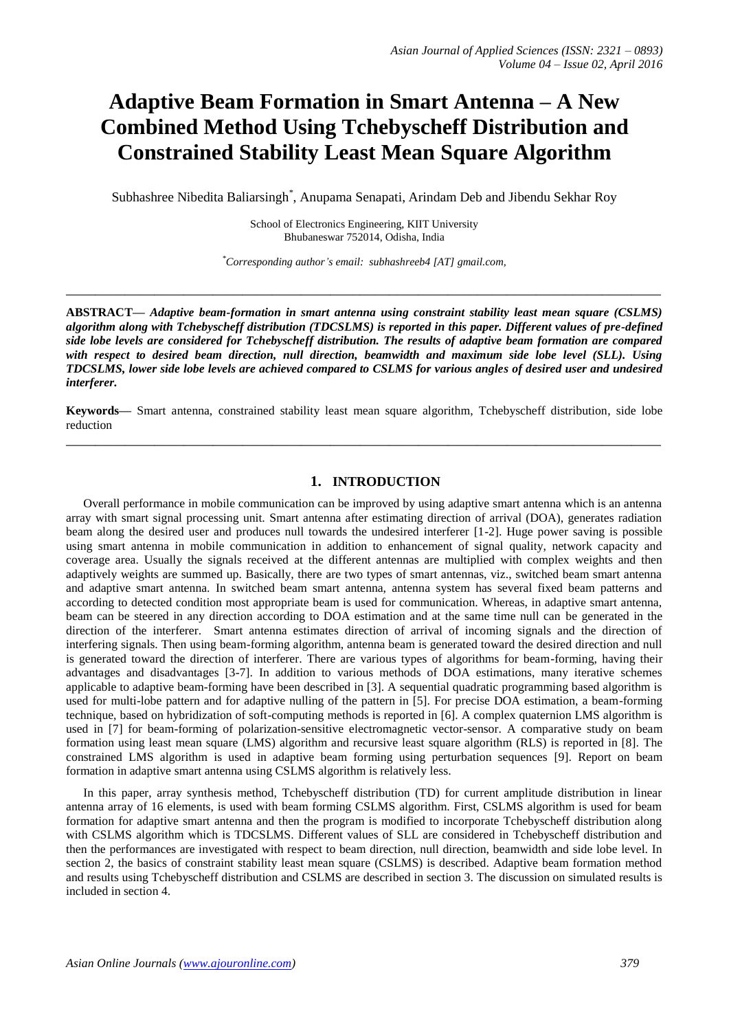# Adaptive Beam Formation in Smart Antenna – A New Combined Method Using Tchebyscheff Distribution and Constrained Stability Least Mean Square Algorithm

Subhashree Nibedita Baliarsingh*, Anupama Senapati, Arindam Deb and Jibendu Sekhar Roy

School of Electronics Engineering, KIIT University
Bhubaneswar 752014, Odisha, India

*Corresponding author's email: subhashreeb4 [AT] gmail.com,

---

**ABSTRACT—** ***Adaptive beam-formation in smart antenna using constraint stability least mean square (CSLMS) algorithm along with Tchebyscheff distribution (TDCSLMS) is reported in this paper. Different values of pre-defined side lobe levels are considered for Tchebyscheff distribution. The results of adaptive beam formation are compared with respect to desired beam direction, null direction, beamwidth and maximum side lobe level (SLL). Using TDCSLMS, lower side lobe levels are achieved compared to CSLMS for various angles of desired user and undesired interferer.***

**Keywords—** Smart antenna, constrained stability least mean square algorithm, Tchebyscheff distribution, side lobe reduction

---

## 1. INTRODUCTION

Overall performance in mobile communication can be improved by using adaptive smart antenna which is an antenna array with smart signal processing unit. Smart antenna after estimating direction of arrival (DOA), generates radiation beam along the desired user and produces null towards the undesired interferer [1-2]. Huge power saving is possible using smart antenna in mobile communication in addition to enhancement of signal quality, network capacity and coverage area. Usually the signals received at the different antennas are multiplied with complex weights and then adaptively weights are summed up. Basically, there are two types of smart antennas, viz., switched beam smart antenna and adaptive smart antenna. In switched beam smart antenna, antenna system has several fixed beam patterns and according to detected condition most appropriate beam is used for communication. Whereas, in adaptive smart antenna, beam can be steered in any direction according to DOA estimation and at the same time null can be generated in the direction of the interferer. Smart antenna estimates direction of arrival of incoming signals and the direction of interfering signals. Then using beam-forming algorithm, antenna beam is generated toward the desired direction and null is generated toward the direction of interferer. There are various types of algorithms for beam-forming, having their advantages and disadvantages [3-7]. In addition to various methods of DOA estimations, many iterative schemes applicable to adaptive beam-forming have been described in [3]. A sequential quadratic programming based algorithm is used for multi-lobe pattern and for adaptive nulling of the pattern in [5]. For precise DOA estimation, a beam-forming technique, based on hybridization of soft-computing methods is reported in [6]. A complex quaternion LMS algorithm is used in [7] for beam-forming of polarization-sensitive electromagnetic vector-sensor. A comparative study on beam formation using least mean square (LMS) algorithm and recursive least square algorithm (RLS) is reported in [8]. The constrained LMS algorithm is used in adaptive beam forming using perturbation sequences [9]. Report on beam formation in adaptive smart antenna using CSLMS algorithm is relatively less.

In this paper, array synthesis method, Tchebyscheff distribution (TD) for current amplitude distribution in linear antenna array of 16 elements, is used with beam forming CSLMS algorithm. First, CSLMS algorithm is used for beam formation for adaptive smart antenna and then the program is modified to incorporate Tchebyscheff distribution along with CSLMS algorithm which is TDCSLMS. Different values of SLL are considered in Tchebyscheff distribution and then the performances are investigated with respect to beam direction, null direction, beamwidth and side lobe level. In section 2, the basics of constraint stability least mean square (CSLMS) is described. Adaptive beam formation method and results using Tchebyscheff distribution and CSLMS are described in section 3. The discussion on simulated results is included in section 4.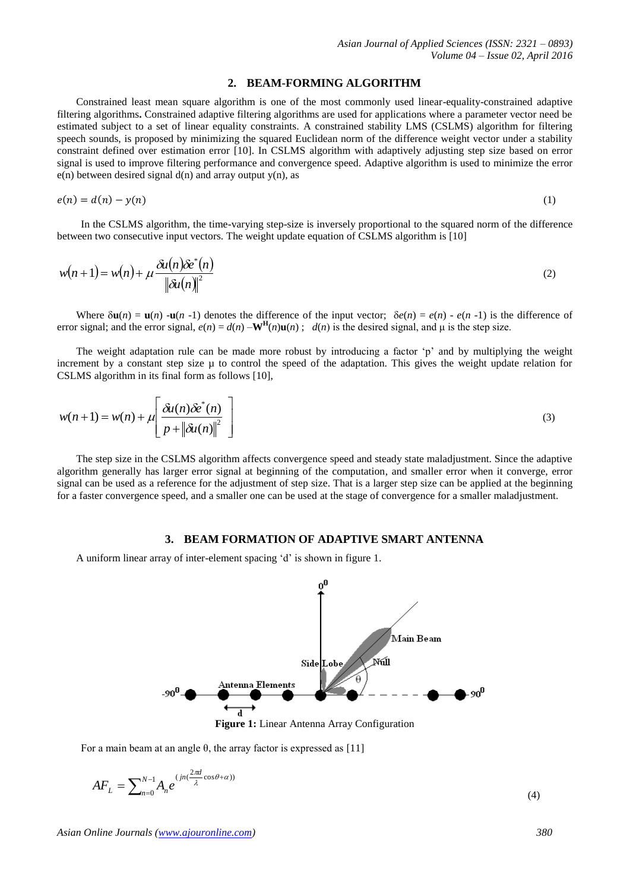## 2. BEAM-FORMING ALGORITHM

Constrained least mean square algorithm is one of the most commonly used linear-equality-constrained adaptive filtering algorithms**.** Constrained adaptive filtering algorithms are used for applications where a parameter vector need be estimated subject to a set of linear equality constraints. A constrained stability LMS (CSLMS) algorithm for filtering speech sounds, is proposed by minimizing the squared Euclidean norm of the difference weight vector under a stability constraint defined over estimation error [10]. In CSLMS algorithm with adaptively adjusting step size based on error signal is used to improve filtering performance and convergence speed. Adaptive algorithm is used to minimize the error e(n) between desired signal d(n) and array output y(n), as

$$e(n) = d(n) - y(n) \tag{1}$$

In the CSLMS algorithm, the time-varying step-size is inversely proportional to the squared norm of the difference between two consecutive input vectors. The weight update equation of CSLMS algorithm is [10]

$$w(n+1) = w(n) + \mu \frac{\delta u(n) \delta e^{*}(n)}{\|\delta u(n)\|^{2}} \tag{2}$$

Where $\delta \mathbf{u}(n) = \mathbf{u}(n) - \mathbf{u}(n-1)$ denotes the difference of the input vector; $\delta e(n) = e(n) - e(n-1)$ is the difference of error signal; and the error signal, $e(n) = d(n) - \mathbf{W}^{\mathbf{H}}(n)\mathbf{u}(n)$ ; $d(n)$ is the desired signal, and μ is the step size.

The weight adaptation rule can be made more robust by introducing a factor 'p' and by multiplying the weight increment by a constant step size μ to control the speed of the adaptation. This gives the weight update relation for CSLMS algorithm in its final form as follows [10],

$$w(n+1) = w(n) + \mu \left[ \frac{\delta u(n) \delta e^{*}(n)}{p + \|\delta u(n)\|^{2}} \right] \tag{3}$$

The step size in the CSLMS algorithm affects convergence speed and steady state maladjustment. Since the adaptive algorithm generally has larger error signal at beginning of the computation, and smaller error when it converge, error signal can be used as a reference for the adjustment of step size. That is a larger step size can be applied at the beginning for a faster convergence speed, and a smaller one can be used at the stage of convergence for a smaller maladjustment.

## 3. BEAM FORMATION OF ADAPTIVE SMART ANTENNA

A uniform linear array of inter-element spacing 'd' is shown in figure 1.

**Figure 1:** Linear Antenna Array Configuration

For a main beam at an angle θ, the array factor is expressed as [11]

$$AF_{L} = \sum_{n=0}^{N-1} A_{n} e^{(jn(\frac{2\pi d}{\lambda}\cos\theta + \alpha))} \tag{4}$$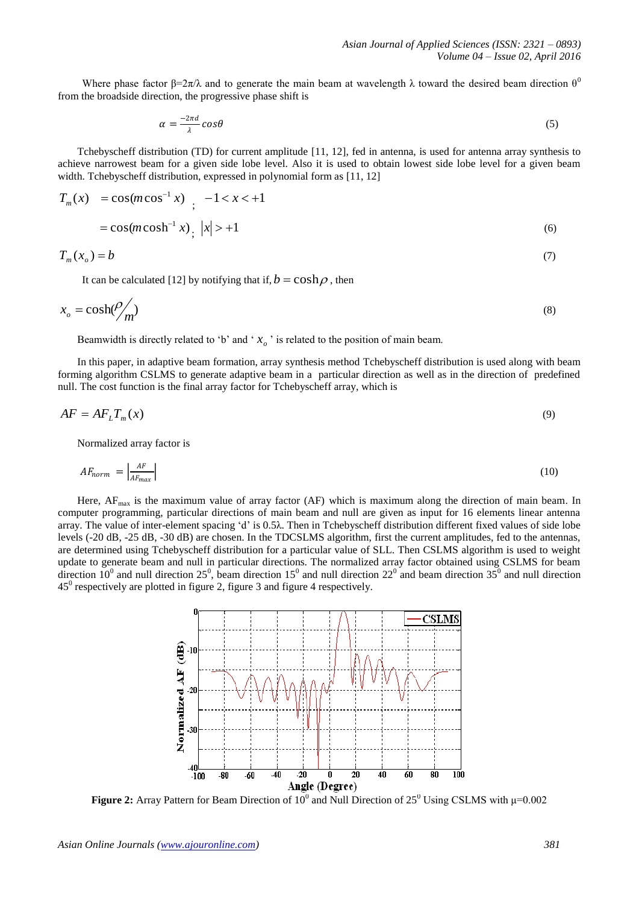Where phase factor $\beta=2\pi/\lambda$ and to generate the main beam at wavelength $\lambda$ toward the desired beam direction $\theta^0$ from the broadside direction, the progressive phase shift is

$$\alpha = \frac{-2\pi d}{\lambda} cos\theta \tag{5}$$

Tchebyscheff distribution (TD) for current amplitude [11, 12], fed in antenna, is used for antenna array synthesis to achieve narrowest beam for a given side lobe level. Also it is used to obtain lowest side lobe level for a given beam width. Tchebyscheff distribution, expressed in polynomial form as [11, 12]

$$\begin{aligned} T_m(x) &= \cos(m\cos^{-1} x) \; ; \quad -1 < x < +1 \\ &= \cos(m\cosh^{-1} x) \; ; \quad |x| > +1 \end{aligned} \tag{6}$$

$$T_m(x_o) = b \tag{7}$$

It can be calculated [12] by notifying that if, $b = \cosh\rho$, then

$$x_o = \cosh(\rho/m) \tag{8}$$

Beamwidth is directly related to 'b' and '$x_o$' is related to the position of main beam.

In this paper, in adaptive beam formation, array synthesis method Tchebyscheff distribution is used along with beam forming algorithm CSLMS to generate adaptive beam in a particular direction as well as in the direction of predefined null. The cost function is the final array factor for Tchebyscheff array, which is

$$AF = AF_L T_m(x) \tag{9}$$

Normalized array factor is

$$AF_{norm} = \left|\frac{AF}{AF_{max}}\right| \tag{10}$$

Here, $AF_{max}$ is the maximum value of array factor (AF) which is maximum along the direction of main beam. In computer programming, particular directions of main beam and null are given as input for 16 elements linear antenna array. The value of inter-element spacing 'd' is $0.5\lambda$. Then in Tchebyscheff distribution different fixed values of side lobe levels (-20 dB, -25 dB, -30 dB) are chosen. In the TDCSLMS algorithm, first the current amplitudes, fed to the antennas, are determined using Tchebyscheff distribution for a particular value of SLL. Then CSLMS algorithm is used to weight update to generate beam and null in particular directions. The normalized array factor obtained using CSLMS for beam direction $10^0$ and null direction $25^0$, beam direction $15^0$ and null direction $22^0$ and beam direction $35^0$ and null direction $45^0$ respectively are plotted in figure 2, figure 3 and figure 4 respectively.

**Figure 2:** Array Pattern for Beam Direction of $10^0$ and Null Direction of $25^0$ Using CSLMS with $\mu$=0.002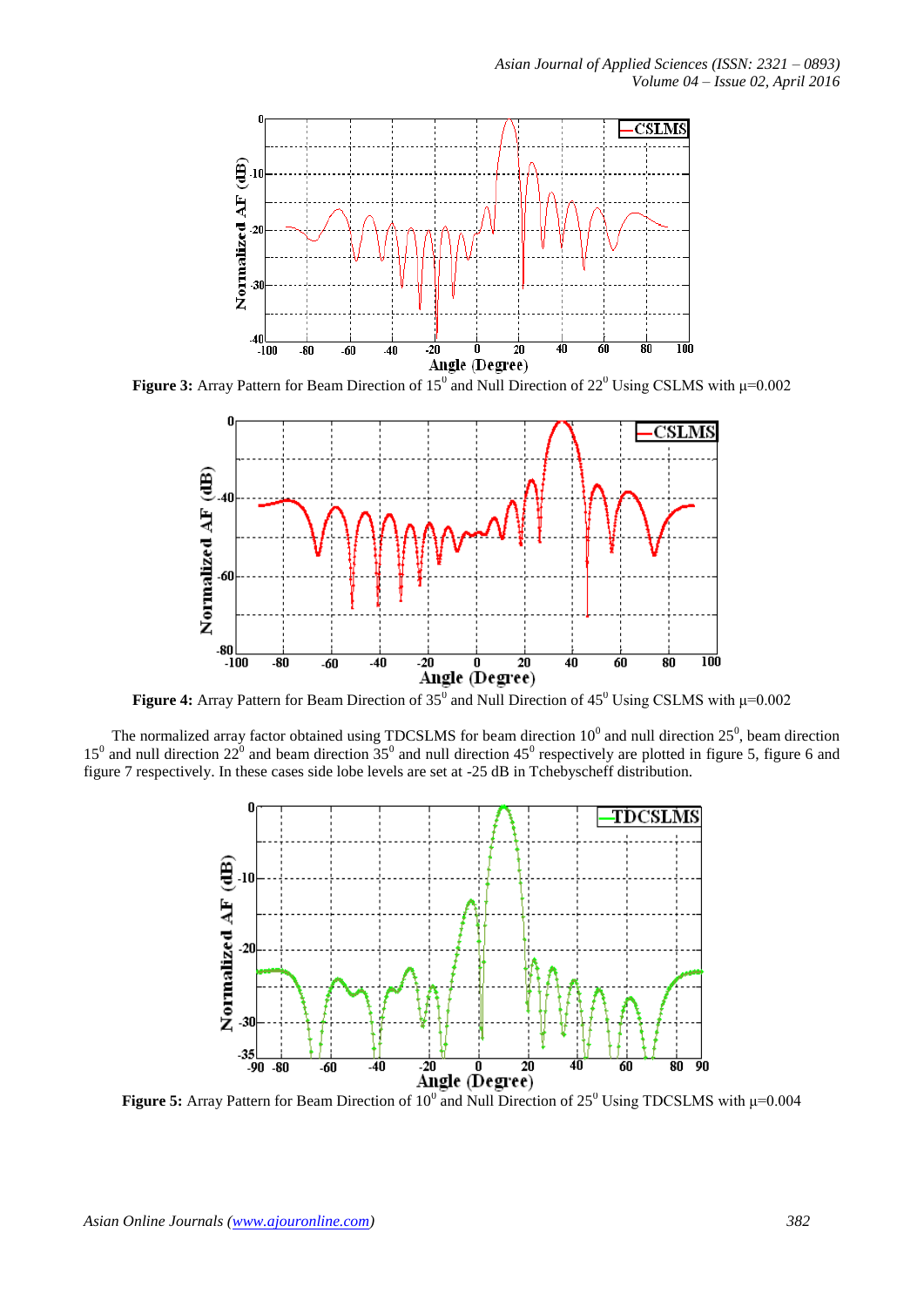**Figure 3:** Array Pattern for Beam Direction of $15^0$ and Null Direction of $22^0$ Using CSLMS with $\mu$=0.002

**Figure 4:** Array Pattern for Beam Direction of $35^0$ and Null Direction of $45^0$ Using CSLMS with $\mu$=0.002

The normalized array factor obtained using TDCSLMS for beam direction $10^0$ and null direction $25^0$, beam direction $15^0$ and null direction $22^0$ and beam direction $35^0$ and null direction $45^0$ respectively are plotted in figure 5, figure 6 and figure 7 respectively. In these cases side lobe levels are set at -25 dB in Tchebyscheff distribution.

**Figure 5:** Array Pattern for Beam Direction of $10^0$ and Null Direction of $25^0$ Using TDCSLMS with $\mu$=0.004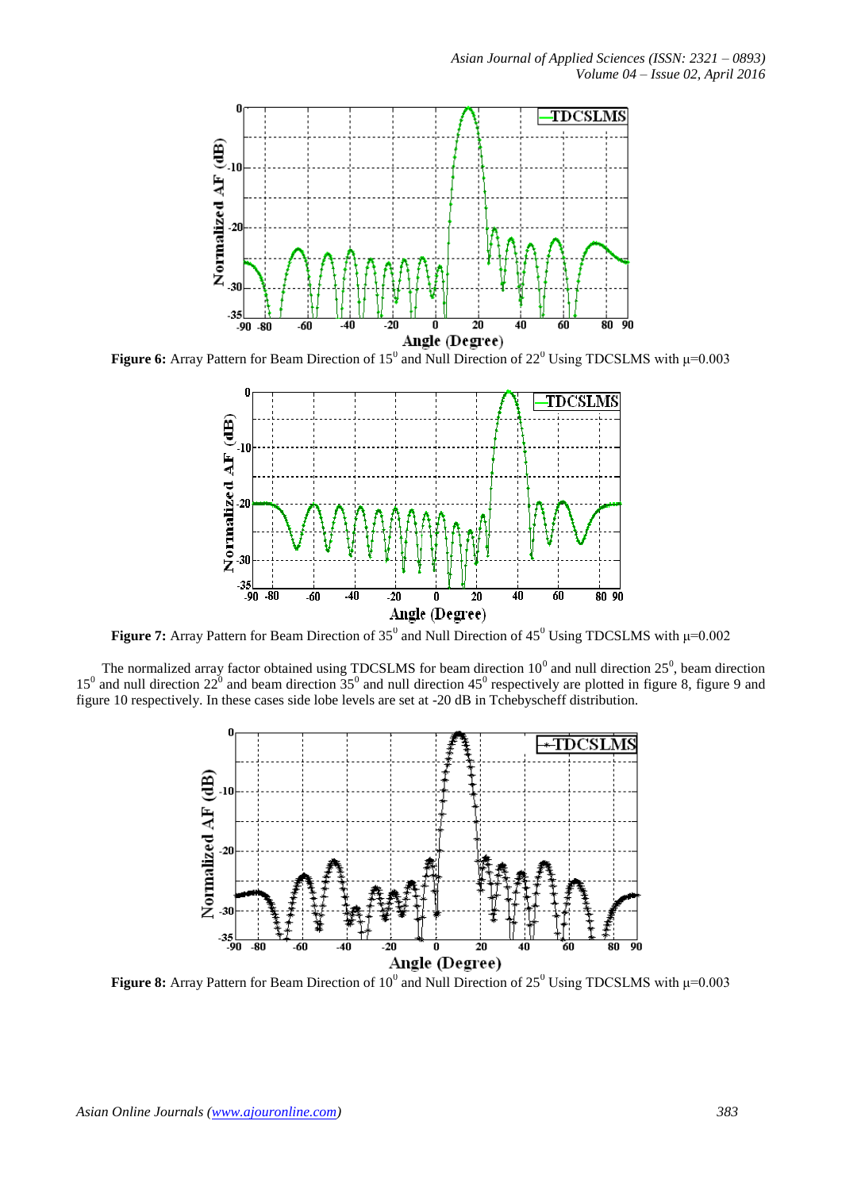**Figure 6:** Array Pattern for Beam Direction of $15^0$ and Null Direction of $22^0$ Using TDCSLMS with μ=0.003

**Figure 7:** Array Pattern for Beam Direction of $35^0$ and Null Direction of $45^0$ Using TDCSLMS with μ=0.002

The normalized array factor obtained using TDCSLMS for beam direction $10^0$ and null direction $25^0$, beam direction $15^0$ and null direction $22^0$ and beam direction $35^0$ and null direction $45^0$ respectively are plotted in figure 8, figure 9 and figure 10 respectively. In these cases side lobe levels are set at -20 dB in Tchebyscheff distribution.

**Figure 8:** Array Pattern for Beam Direction of $10^0$ and Null Direction of $25^0$ Using TDCSLMS with μ=0.003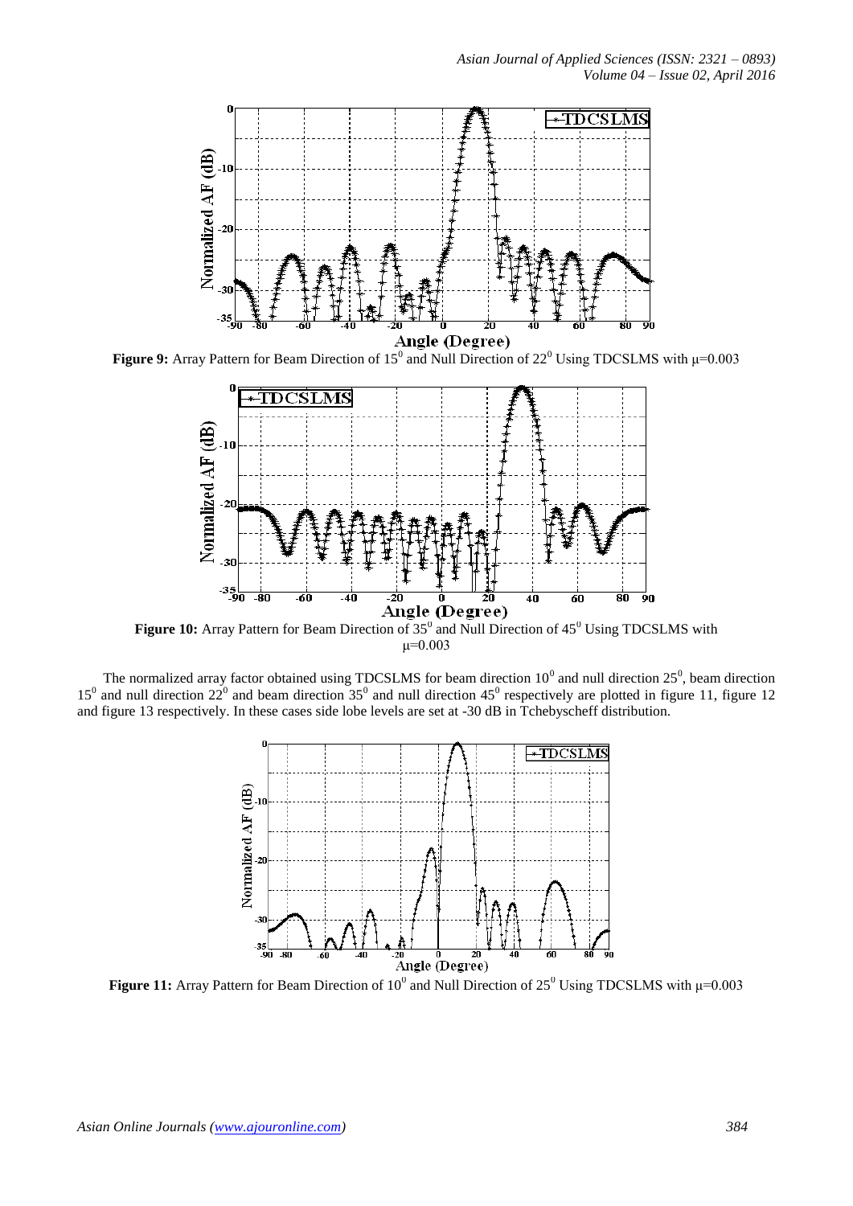**Figure 9:** Array Pattern for Beam Direction of $15^0$ and Null Direction of $22^0$ Using TDCSLMS with μ=0.003

**Figure 10:** Array Pattern for Beam Direction of $35^0$ and Null Direction of $45^0$ Using TDCSLMS with μ=0.003

The normalized array factor obtained using TDCSLMS for beam direction $10^0$ and null direction $25^0$, beam direction $15^0$ and null direction $22^0$ and beam direction $35^0$ and null direction $45^0$ respectively are plotted in figure 11, figure 12 and figure 13 respectively. In these cases side lobe levels are set at -30 dB in Tchebyscheff distribution.

**Figure 11:** Array Pattern for Beam Direction of $10^0$ and Null Direction of $25^0$ Using TDCSLMS with μ=0.003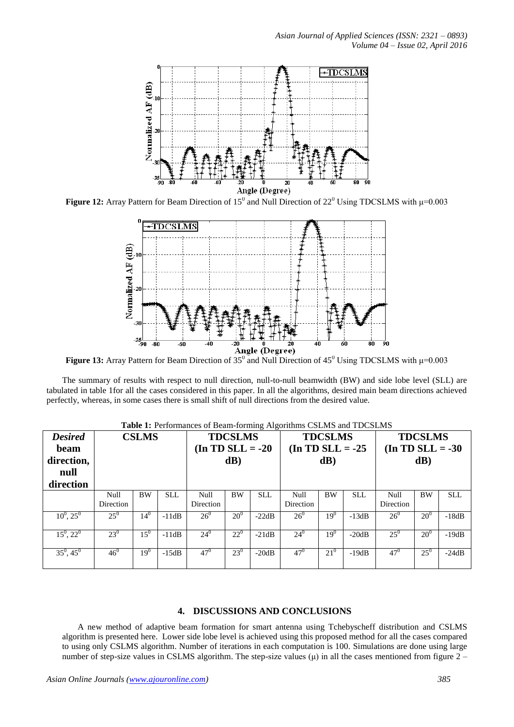Figure 12: Array Pattern for Beam Direction of $15^0$ and Null Direction of $22^0$ Using TDCSLMS with μ=0.003

Figure 13: Array Pattern for Beam Direction of $35^0$ and Null Direction of $45^0$ Using TDCSLMS with μ=0.003

The summary of results with respect to null direction, null-to-null beamwidth (BW) and side lobe level (SLL) are tabulated in table 1for all the cases considered in this paper. In all the algorithms, desired main beam directions achieved perfectly, whereas, in some cases there is small shift of null directions from the desired value.

**Table 1:** Performances of Beam-forming Algorithms CSLMS and TDCSLMS

| ***Desired* beam direction, null direction** | **CSLMS** | | | **TDCSLMS (In TD SLL = -20 dB)** | | | **TDCSLMS (In TD SLL = -25 dB)** | | | **TDCSLMS (In TD SLL = -30 dB)** | | |
|---|---|---|---|---|---|---|---|---|---|---|---|---|
| | Null Direction | BW | SLL | Null Direction | BW | SLL | Null Direction | BW | SLL | Null Direction | BW | SLL |
| $10^0$, $25^0$ | $25^0$ | $14^0$ | -11dB | $26^0$ | $20^0$ | -22dB | $26^0$ | $19^0$ | -13dB | $26^0$ | $20^0$ | -18dB |
| $15^0$, $22^0$ | $23^0$ | $15^0$ | -11dB | $24^0$ | $22^0$ | -21dB | $24^0$ | $19^0$ | -20dB | $25^0$ | $20^0$ | -19dB |
| $35^0$, $45^0$ | $46^0$ | $19^0$ | -15dB | $47^0$ | $23^0$ | -20dB | $47^0$ | $21^0$ | -19dB | $47^0$ | $25^0$ | -24dB |

## 4. DISCUSSIONS AND CONCLUSIONS

A new method of adaptive beam formation for smart antenna using Tchebyscheff distribution and CSLMS algorithm is presented here. Lower side lobe level is achieved using this proposed method for all the cases compared to using only CSLMS algorithm. Number of iterations in each computation is 100. Simulations are done using large number of step-size values in CSLMS algorithm. The step-size values (μ) in all the cases mentioned from figure 2 –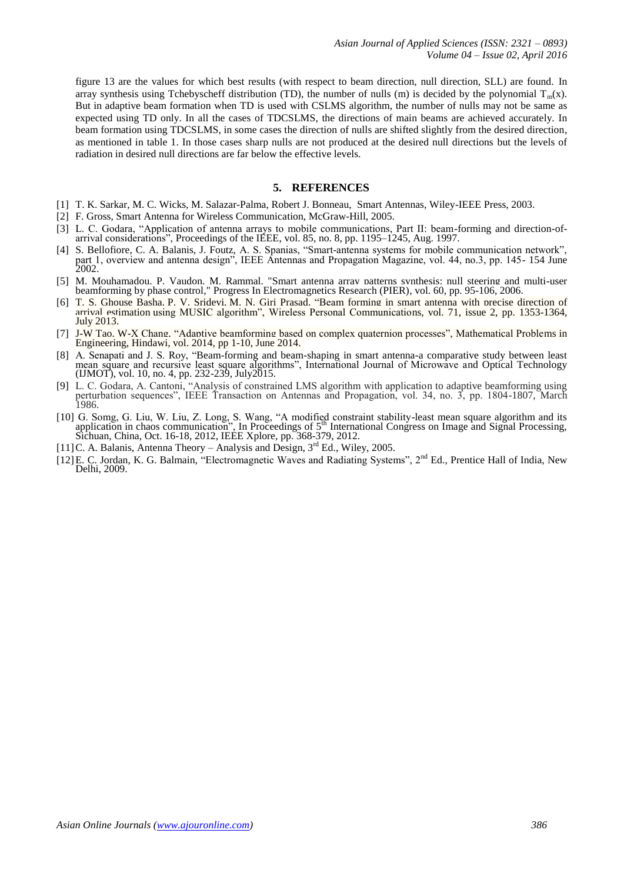figure 13 are the values for which best results (with respect to beam direction, null direction, SLL) are found. In array synthesis using Tchebyscheff distribution (TD), the number of nulls (m) is decided by the polynomial $T_m(x)$. But in adaptive beam formation when TD is used with CSLMS algorithm, the number of nulls may not be same as expected using TD only. In all the cases of TDCSLMS, the directions of main beams are achieved accurately. In beam formation using TDCSLMS, in some cases the direction of nulls are shifted slightly from the desired direction, as mentioned in table 1. In those cases sharp nulls are not produced at the desired null directions but the levels of radiation in desired null directions are far below the effective levels.

## 5. REFERENCES

[1] T. K. Sarkar, M. C. Wicks, M. Salazar-Palma, Robert J. Bonneau, Smart Antennas, Wiley-IEEE Press, 2003.

[2] F. Gross, Smart Antenna for Wireless Communication, McGraw-Hill, 2005.

[3] L. C. Godara, "Application of antenna arrays to mobile communications, Part II: beam-forming and direction-of-arrival considerations", Proceedings of the IEEE, vol. 85, no. 8, pp. 1195–1245, Aug. 1997.

[4] S. Bellofiore, C. A. Balanis, J. Foutz, A. S. Spanias, "Smart-antenna systems for mobile communication network", part 1, overview and antenna design", IEEE Antennas and Propagation Magazine, vol. 44, no.3, pp. 145- 154 June 2002.

[5] M. Mouhamadou, P. Vaudon, M. Rammal, "Smart antenna array patterns synthesis: null steering and multi-user beamforming by phase control," Progress In Electromagnetics Research (PIER), vol. 60, pp. 95-106, 2006.

[6] T. S. Ghouse Basha, P. V. Sridevi, M. N. Giri Prasad, "Beam forming in smart antenna with precise direction of arrival estimation using MUSIC algorithm", Wireless Personal Communications, vol. 71, issue 2, pp. 1353-1364, July 2013.

[7] J-W Tao, W-X Chang, "Adaptive beamforming based on complex quaternion processes", Mathematical Problems in Engineering, Hindawi, vol. 2014, pp 1-10, June 2014.

[8] A. Senapati and J. S. Roy, "Beam-forming and beam-shaping in smart antenna-a comparative study between least mean square and recursive least square algorithms", International Journal of Microwave and Optical Technology (IJMOT), vol. 10, no. 4, pp. 232-239, July2015.

[9] L. C. Godara, A. Cantoni, "Analysis of constrained LMS algorithm with application to adaptive beamforming using perturbation sequences", IEEE Transaction on Antennas and Propagation, vol. 34, no. 3, pp. 1804-1807, March 1986.

[10] G. Somg, G. Liu, W. Liu, Z. Long, S. Wang, "A modified constraint stability-least mean square algorithm and its application in chaos communication", In Proceedings of 5th International Congress on Image and Signal Processing, Sichuan, China, Oct. 16-18, 2012, IEEE Xplore, pp. 368-379, 2012.

[11] C. A. Balanis, Antenna Theory – Analysis and Design, 3rd Ed., Wiley, 2005.

[12] E. C. Jordan, K. G. Balmain, "Electromagnetic Waves and Radiating Systems", 2nd Ed., Prentice Hall of India, New Delhi, 2009.